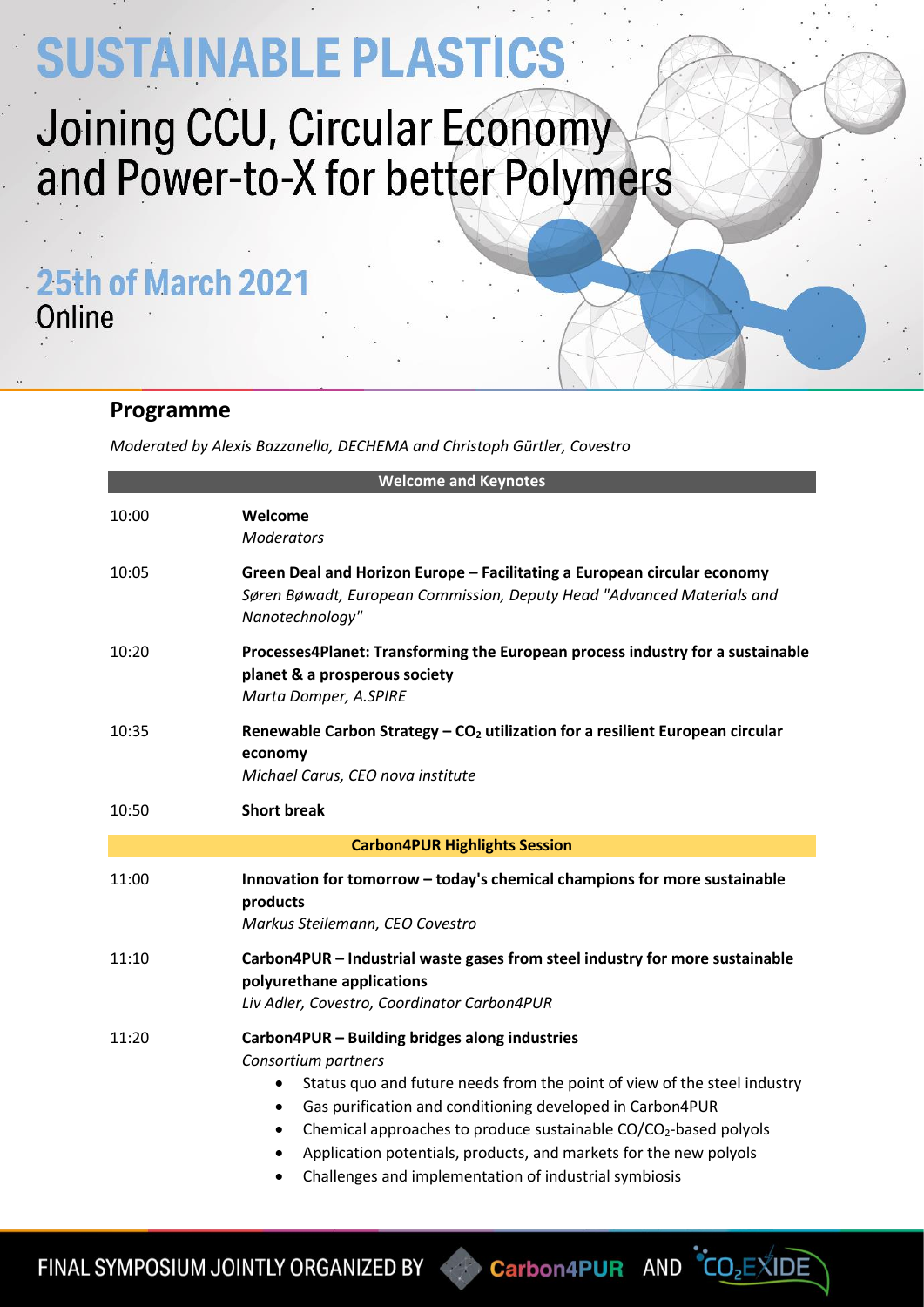# SUSTAINABLE PLASTICS

## Joining CCU, Circular Economy and Power-to-X for better Polymers

## 25th of March 2021
Online

## Programme

*Moderated by Alexis Bazzanella, DECHEMA and Christoph Gürtler, Covestro*

### Welcome and Keynotes

| | |
|---|---|
| 10:00 | **Welcome**<br>*Moderators* |
| 10:05 | **Green Deal and Horizon Europe – Facilitating a European circular economy**<br>*Søren Bøwadt, European Commission, Deputy Head "Advanced Materials and Nanotechnology"* |
| 10:20 | **Processes4Planet: Transforming the European process industry for a sustainable planet & a prosperous society**<br>*Marta Domper, A.SPIRE* |
| 10:35 | **Renewable Carbon Strategy – $CO_2$ utilization for a resilient European circular economy**<br>*Michael Carus, CEO nova institute* |
| 10:50 | **Short break** |

### Carbon4PUR Highlights Session

| | |
|---|---|
| 11:00 | **Innovation for tomorrow – today's chemical champions for more sustainable products**<br>*Markus Steilemann, CEO Covestro* |
| 11:10 | **Carbon4PUR – Industrial waste gases from steel industry for more sustainable polyurethane applications**<br>*Liv Adler, Covestro, Coordinator Carbon4PUR* |
| 11:20 | **Carbon4PUR – Building bridges along industries**<br>*Consortium partners*<br>• Status quo and future needs from the point of view of the steel industry<br>• Gas purification and conditioning developed in Carbon4PUR<br>• Chemical approaches to produce sustainable $CO/CO_2$-based polyols<br>• Application potentials, products, and markets for the new polyols<br>• Challenges and implementation of industrial symbiosis |

FINAL SYMPOSIUM JOINTLY ORGANIZED BY Carbon4PUR AND $CO_2$EXIDE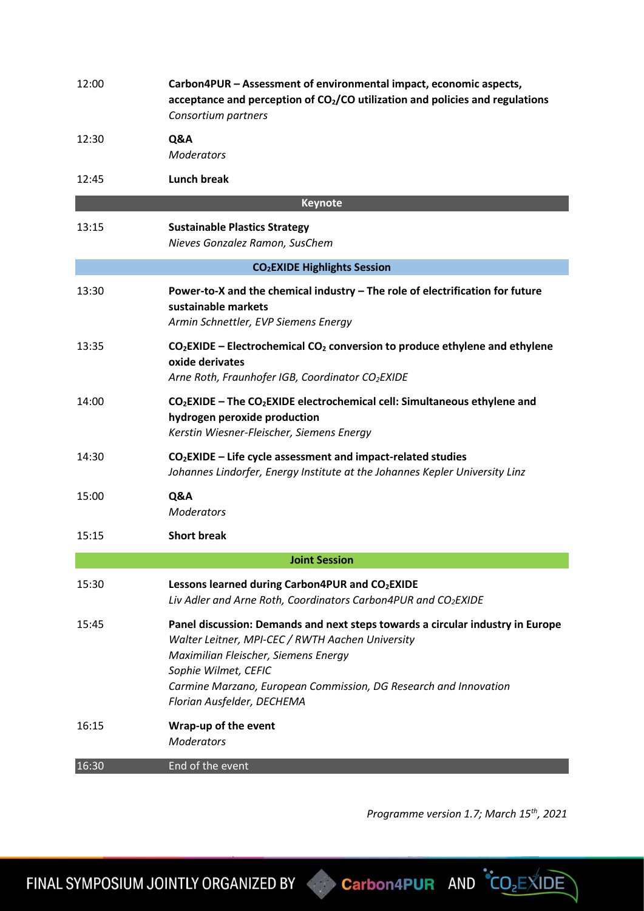| | |
|---|---|
| 12:00 | **Carbon4PUR – Assessment of environmental impact, economic aspects, acceptance and perception of $CO_2$/CO utilization and policies and regulations**<br>*Consortium partners* |
| 12:30 | **Q&A**<br>*Moderators* |
| 12:45 | **Lunch break** |
| **Keynote** | |
| 13:15 | **Sustainable Plastics Strategy**<br>*Nieves Gonzalez Ramon, SusChem* |
| **$CO_2$EXIDE Highlights Session** | |
| 13:30 | **Power-to-X and the chemical industry – The role of electrification for future sustainable markets**<br>*Armin Schnettler, EVP Siemens Energy* |
| 13:35 | **$CO_2$EXIDE – Electrochemical $CO_2$ conversion to produce ethylene and ethylene oxide derivates**<br>*Arne Roth, Fraunhofer IGB, Coordinator $CO_2$EXIDE* |
| 14:00 | **$CO_2$EXIDE – The $CO_2$EXIDE electrochemical cell: Simultaneous ethylene and hydrogen peroxide production**<br>*Kerstin Wiesner-Fleischer, Siemens Energy* |
| 14:30 | **$CO_2$EXIDE – Life cycle assessment and impact-related studies**<br>*Johannes Lindorfer, Energy Institute at the Johannes Kepler University Linz* |
| 15:00 | **Q&A**<br>*Moderators* |
| 15:15 | **Short break** |
| **Joint Session** | |
| 15:30 | **Lessons learned during Carbon4PUR and $CO_2$EXIDE**<br>*Liv Adler and Arne Roth, Coordinators Carbon4PUR and $CO_2$EXIDE* |
| 15:45 | **Panel discussion: Demands and next steps towards a circular industry in Europe**<br>*Walter Leitner, MPI-CEC / RWTH Aachen University*<br>*Maximilian Fleischer, Siemens Energy*<br>*Sophie Wilmet, CEFIC*<br>*Carmine Marzano, European Commission, DG Research and Innovation*<br>*Florian Ausfelder, DECHEMA* |
| 16:15 | **Wrap-up of the event**<br>*Moderators* |
| 16:30 | End of the event |

*Programme version 1.7; March 15th, 2021*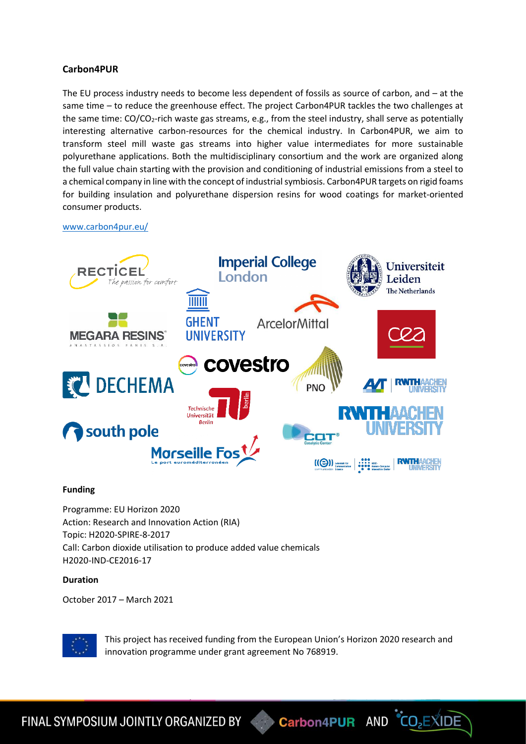**Carbon4PUR**

The EU process industry needs to become less dependent of fossils as source of carbon, and – at the same time – to reduce the greenhouse effect. The project Carbon4PUR tackles the two challenges at the same time: $CO/CO_2$-rich waste gas streams, e.g., from the steel industry, shall serve as potentially interesting alternative carbon-resources for the chemical industry. In Carbon4PUR, we aim to transform steel mill waste gas streams into higher value intermediates for more sustainable polyurethane applications. Both the multidisciplinary consortium and the work are organized along the full value chain starting with the provision and conditioning of industrial emissions from a steel to a chemical company in line with the concept of industrial symbiosis. Carbon4PUR targets on rigid foams for building insulation and polyurethane dispersion resins for wood coatings for market-oriented consumer products.

www.carbon4pur.eu/

**Funding**

Programme: EU Horizon 2020
Action: Research and Innovation Action (RIA)
Topic: H2020-SPIRE-8-2017
Call: Carbon dioxide utilisation to produce added value chemicals
H2020-IND-CE2016-17

**Duration**

October 2017 – March 2021

This project has received funding from the European Union's Horizon 2020 research and innovation programme under grant agreement No 768919.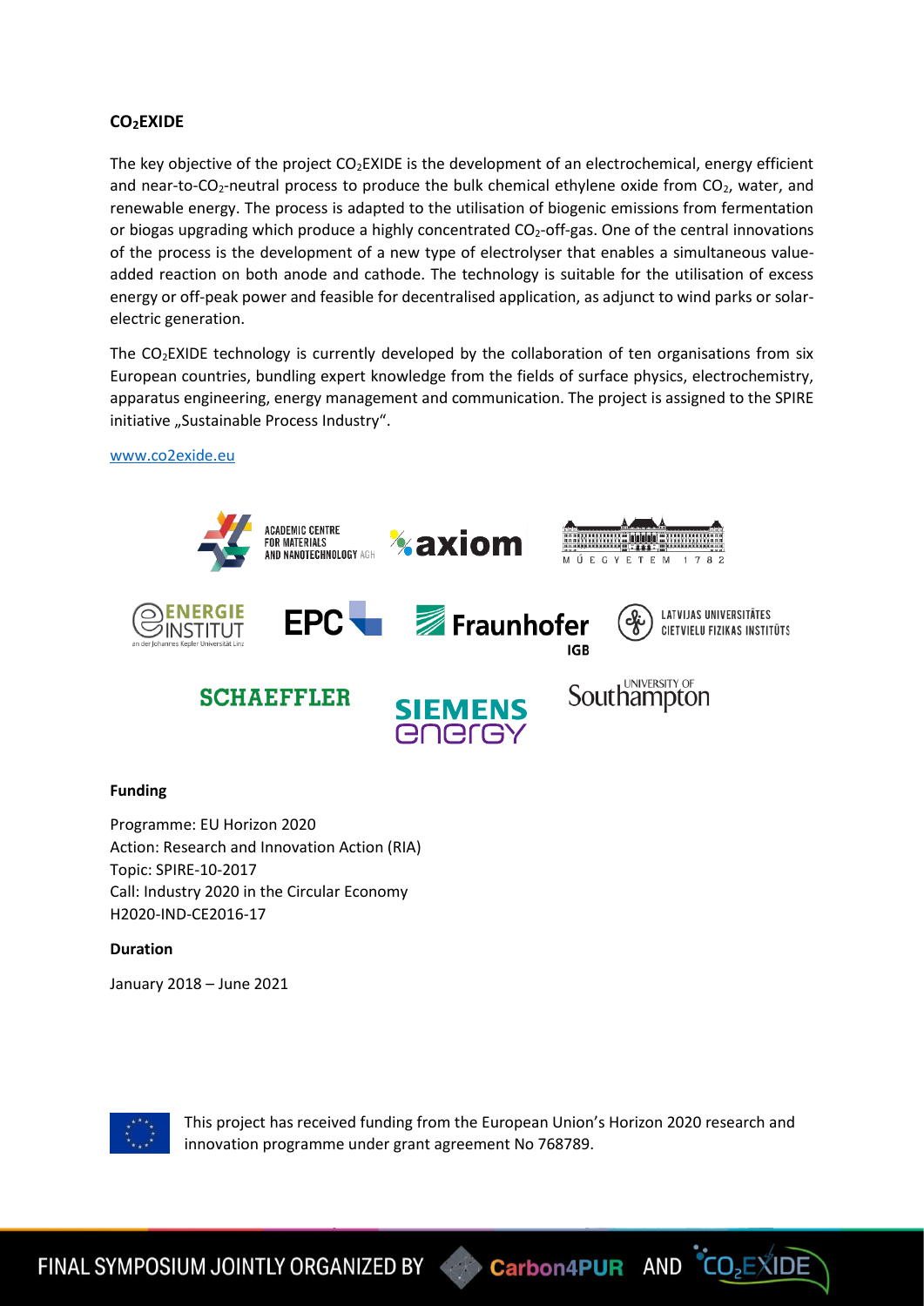## $CO_2$EXIDE

The key objective of the project $CO_2$EXIDE is the development of an electrochemical, energy efficient and near-to-$CO_2$-neutral process to produce the bulk chemical ethylene oxide from $CO_2$, water, and renewable energy. The process is adapted to the utilisation of biogenic emissions from fermentation or biogas upgrading which produce a highly concentrated $CO_2$-off-gas. One of the central innovations of the process is the development of a new type of electrolyser that enables a simultaneous value-added reaction on both anode and cathode. The technology is suitable for the utilisation of excess energy or off-peak power and feasible for decentralised application, as adjunct to wind parks or solar-electric generation.

The $CO_2$EXIDE technology is currently developed by the collaboration of ten organisations from six European countries, bundling expert knowledge from the fields of surface physics, electrochemistry, apparatus engineering, energy management and communication. The project is assigned to the SPIRE initiative „Sustainable Process Industry".

www.co2exide.eu

ACADEMIC CENTRE FOR MATERIALS AND NANOTECHNOLOGY AGH

axiom

MŰEGYETEM 1782

ENERGIE INSTITUT an der Johannes Kepler Universität Linz

EPC

Fraunhofer IGB

LATVIJAS UNIVERSITĀTES CIETVIELU FIZIKAS INSTITŪTS

SCHAEFFLER

SIEMENS energy

UNIVERSITY OF Southampton

### Funding

Programme: EU Horizon 2020
Action: Research and Innovation Action (RIA)
Topic: SPIRE-10-2017
Call: Industry 2020 in the Circular Economy
H2020-IND-CE2016-17

### Duration

January 2018 – June 2021

This project has received funding from the European Union's Horizon 2020 research and innovation programme under grant agreement No 768789.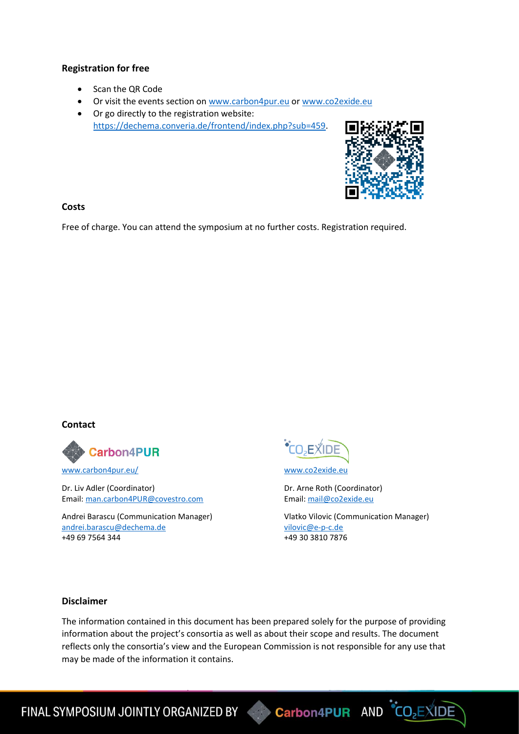### Registration for free

- Scan the QR Code
- Or visit the events section on www.carbon4pur.eu or www.co2exide.eu
- Or go directly to the registration website: https://dechema.converia.de/frontend/index.php?sub=459.

### Costs

Free of charge. You can attend the symposium at no further costs. Registration required.

### Contact

**Carbon4PUR**

www.carbon4pur.eu/

Dr. Liv Adler (Coordinator)
Email: man.carbon4PUR@covestro.com

Andrei Barascu (Communication Manager)
andrei.barascu@dechema.de
+49 69 7564 344

**$CO_2$EXIDE**

www.co2exide.eu

Dr. Arne Roth (Coordinator)
Email: mail@co2exide.eu

Vlatko Vilovic (Communication Manager)
vilovic@e-p-c.de
+49 30 3810 7876

### Disclaimer

The information contained in this document has been prepared solely for the purpose of providing information about the project's consortia as well as about their scope and results. The document reflects only the consortia's view and the European Commission is not responsible for any use that may be made of the information it contains.